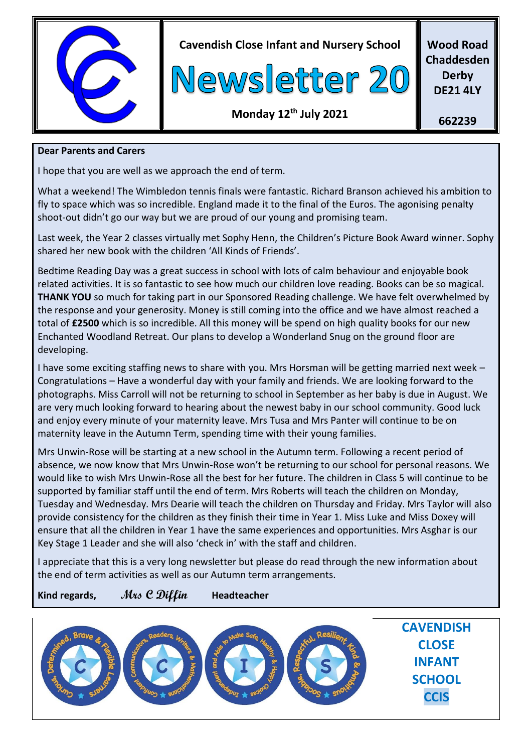Cavendish Close Infant and Nursery School

# Newsletter 20

**Monday 12th July 2021**

**Wood Road**
**Chaddesden**
**Derby**
**DE21 4LY**

**662239**

**Dear Parents and Carers**

I hope that you are well as we approach the end of term.

What a weekend! The Wimbledon tennis finals were fantastic. Richard Branson achieved his ambition to fly to space which was so incredible. England made it to the final of the Euros. The agonising penalty shoot-out didn't go our way but we are proud of our young and promising team.

Last week, the Year 2 classes virtually met Sophy Henn, the Children's Picture Book Award winner. Sophy shared her new book with the children 'All Kinds of Friends'.

Bedtime Reading Day was a great success in school with lots of calm behaviour and enjoyable book related activities. It is so fantastic to see how much our children love reading. Books can be so magical. **THANK YOU** so much for taking part in our Sponsored Reading challenge. We have felt overwhelmed by the response and your generosity. Money is still coming into the office and we have almost reached a total of **£2500** which is so incredible. All this money will be spend on high quality books for our new Enchanted Woodland Retreat. Our plans to develop a Wonderland Snug on the ground floor are developing.

I have some exciting staffing news to share with you. Mrs Horsman will be getting married next week – Congratulations – Have a wonderful day with your family and friends. We are looking forward to the photographs. Miss Carroll will not be returning to school in September as her baby is due in August. We are very much looking forward to hearing about the newest baby in our school community. Good luck and enjoy every minute of your maternity leave. Mrs Tusa and Mrs Panter will continue to be on maternity leave in the Autumn Term, spending time with their young families.

Mrs Unwin-Rose will be starting at a new school in the Autumn term. Following a recent period of absence, we now know that Mrs Unwin-Rose won't be returning to our school for personal reasons. We would like to wish Mrs Unwin-Rose all the best for her future. The children in Class 5 will continue to be supported by familiar staff until the end of term. Mrs Roberts will teach the children on Monday, Tuesday and Wednesday. Mrs Dearie will teach the children on Thursday and Friday. Mrs Taylor will also provide consistency for the children as they finish their time in Year 1. Miss Luke and Miss Doxey will ensure that all the children in Year 1 have the same experiences and opportunities. Mrs Asghar is our Key Stage 1 Leader and she will also 'check in' with the staff and children.

I appreciate that this is a very long newsletter but please do read through the new information about the end of term activities as well as our Autumn term arrangements.

**Kind regards,** *Mrs C Diffin* **Headteacher**

Curious, Determined, Brave & Flexible Learners · Confident Communicators, Readers, Writers & Mathematicians · Independent and Able to Make Safe, Healthy & Happy Choices · Sociable, Respectful, Resilient, Kind & Ambitious

**CAVENDISH CLOSE INFANT SCHOOL**
**CCIS**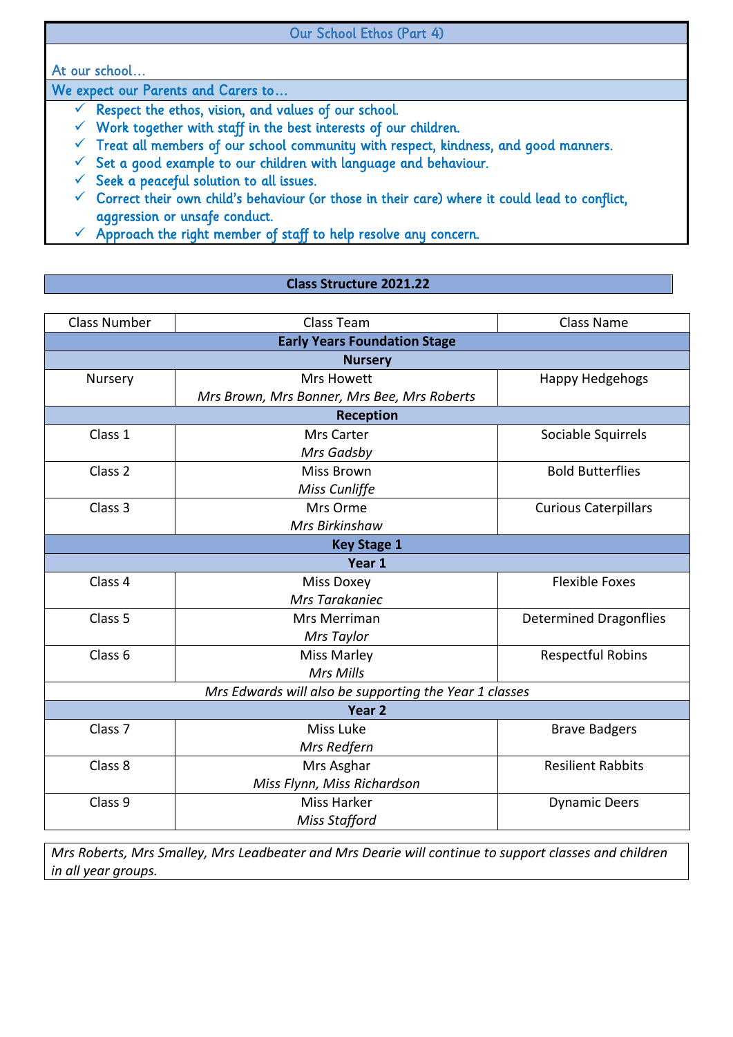## Our School Ethos (Part 4)

At our school…

**We expect our Parents and Carers to…**

- ✓ Respect the ethos, vision, and values of our school.
- ✓ Work together with staff in the best interests of our children.
- ✓ Treat all members of our school community with respect, kindness, and good manners.
- ✓ Set a good example to our children with language and behaviour.
- ✓ Seek a peaceful solution to all issues.
- ✓ Correct their own child's behaviour (or those in their care) where it could lead to conflict, aggression or unsafe conduct.
- ✓ Approach the right member of staff to help resolve any concern.

## Class Structure 2021.22

| Class Number | Class Team | Class Name |
|---|---|---|
| **Early Years Foundation Stage** | | |
| **Nursery** | | |
| Nursery | Mrs Howett<br>*Mrs Brown, Mrs Bonner, Mrs Bee, Mrs Roberts* | Happy Hedgehogs |
| **Reception** | | |
| Class 1 | Mrs Carter<br>*Mrs Gadsby* | Sociable Squirrels |
| Class 2 | Miss Brown<br>*Miss Cunliffe* | Bold Butterflies |
| Class 3 | Mrs Orme<br>*Mrs Birkinshaw* | Curious Caterpillars |
| **Key Stage 1** | | |
| **Year 1** | | |
| Class 4 | Miss Doxey<br>*Mrs Tarakaniec* | Flexible Foxes |
| Class 5 | Mrs Merriman<br>*Mrs Taylor* | Determined Dragonflies |
| Class 6 | Miss Marley<br>*Mrs Mills* | Respectful Robins |
| *Mrs Edwards will also be supporting the Year 1 classes* | | |
| **Year 2** | | |
| Class 7 | Miss Luke<br>*Mrs Redfern* | Brave Badgers |
| Class 8 | Mrs Asghar<br>*Miss Flynn, Miss Richardson* | Resilient Rabbits |
| Class 9 | Miss Harker<br>*Miss Stafford* | Dynamic Deers |

*Mrs Roberts, Mrs Smalley, Mrs Leadbeater and Mrs Dearie will continue to support classes and children in all year groups.*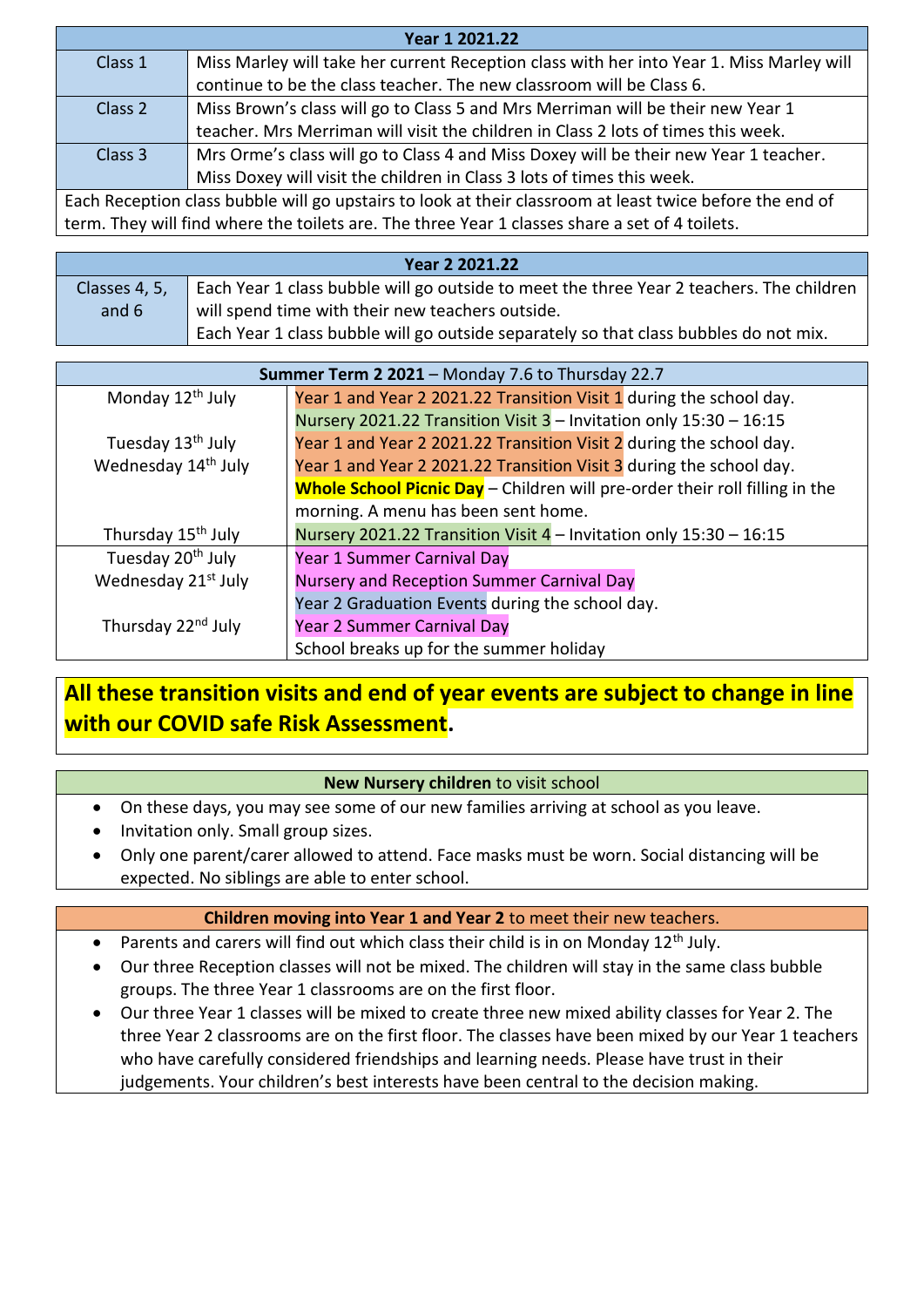| Year 1 2021.22 | |
|---|---|
| Class 1 | Miss Marley will take her current Reception class with her into Year 1. Miss Marley will continue to be the class teacher. The new classroom will be Class 6. |
| Class 2 | Miss Brown's class will go to Class 5 and Mrs Merriman will be their new Year 1 teacher. Mrs Merriman will visit the children in Class 2 lots of times this week. |
| Class 3 | Mrs Orme's class will go to Class 4 and Miss Doxey will be their new Year 1 teacher. Miss Doxey will visit the children in Class 3 lots of times this week. |
| Each Reception class bubble will go upstairs to look at their classroom at least twice before the end of term. They will find where the toilets are. The three Year 1 classes share a set of 4 toilets. | |

| Year 2 2021.22 | |
|---|---|
| Classes 4, 5, and 6 | Each Year 1 class bubble will go outside to meet the three Year 2 teachers. The children will spend time with their new teachers outside. Each Year 1 class bubble will go outside separately so that class bubbles do not mix. |

| **Summer Term 2 2021** – Monday 7.6 to Thursday 22.7 | |
|---|---|
| Monday 12th July | Year 1 and Year 2 2021.22 Transition Visit 1 during the school day. |
| | Nursery 2021.22 Transition Visit 3 – Invitation only 15:30 – 16:15 |
| Tuesday 13th July | Year 1 and Year 2 2021.22 Transition Visit 2 during the school day. |
| Wednesday 14th July | Year 1 and Year 2 2021.22 Transition Visit 3 during the school day. |
| | **Whole School Picnic Day** – Children will pre-order their roll filling in the morning. A menu has been sent home. |
| Thursday 15th July | Nursery 2021.22 Transition Visit 4 – Invitation only 15:30 – 16:15 |
| Tuesday 20th July | Year 1 Summer Carnival Day |
| Wednesday 21st July | Nursery and Reception Summer Carnival Day |
| | Year 2 Graduation Events during the school day. |
| Thursday 22nd July | Year 2 Summer Carnival Day |
| | School breaks up for the summer holiday |

**All these transition visits and end of year events are subject to change in line with our COVID safe Risk Assessment.**

**New Nursery children** to visit school

- On these days, you may see some of our new families arriving at school as you leave.
- Invitation only. Small group sizes.
- Only one parent/carer allowed to attend. Face masks must be worn. Social distancing will be expected. No siblings are able to enter school.

**Children moving into Year 1 and Year 2** to meet their new teachers.

- Parents and carers will find out which class their child is in on Monday 12th July.
- Our three Reception classes will not be mixed. The children will stay in the same class bubble groups. The three Year 1 classrooms are on the first floor.
- Our three Year 1 classes will be mixed to create three new mixed ability classes for Year 2. The three Year 2 classrooms are on the first floor. The classes have been mixed by our Year 1 teachers who have carefully considered friendships and learning needs. Please have trust in their judgements. Your children's best interests have been central to the decision making.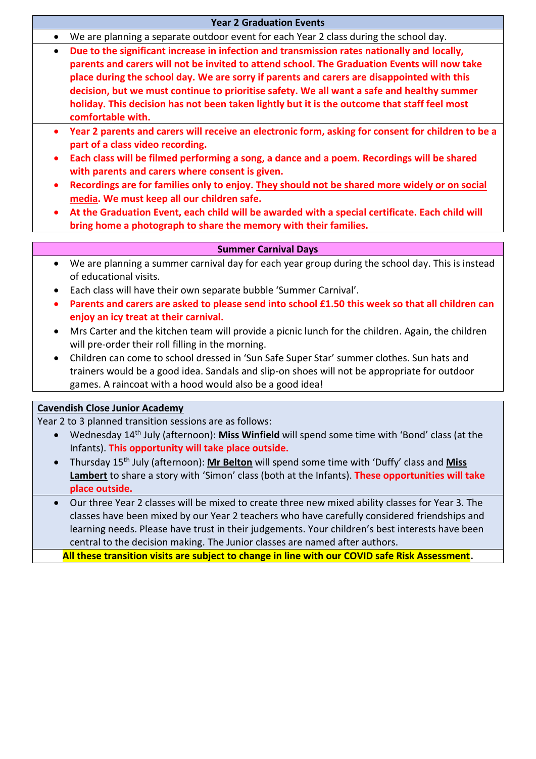## Year 2 Graduation Events

- We are planning a separate outdoor event for each Year 2 class during the school day.
- **Due to the significant increase in infection and transmission rates nationally and locally, parents and carers will not be invited to attend school. The Graduation Events will now take place during the school day. We are sorry if parents and carers are disappointed with this decision, but we must continue to prioritise safety. We all want a safe and healthy summer holiday. This decision has not been taken lightly but it is the outcome that staff feel most comfortable with.**
- **Year 2 parents and carers will receive an electronic form, asking for consent for children to be a part of a class video recording.**
- **Each class will be filmed performing a song, a dance and a poem. Recordings will be shared with parents and carers where consent is given.**
- **Recordings are for families only to enjoy. <u>They should not be shared more widely or on social media</u>. We must keep all our children safe.**
- **At the Graduation Event, each child will be awarded with a special certificate. Each child will bring home a photograph to share the memory with their families.**

## Summer Carnival Days

- We are planning a summer carnival day for each year group during the school day. This is instead of educational visits.
- Each class will have their own separate bubble 'Summer Carnival'.
- **Parents and carers are asked to please send into school £1.50 this week so that all children can enjoy an icy treat at their carnival.**
- Mrs Carter and the kitchen team will provide a picnic lunch for the children. Again, the children will pre-order their roll filling in the morning.
- Children can come to school dressed in 'Sun Safe Super Star' summer clothes. Sun hats and trainers would be a good idea. Sandals and slip-on shoes will not be appropriate for outdoor games. A raincoat with a hood would also be a good idea!

## <u>Cavendish Close Junior Academy</u>

Year 2 to 3 planned transition sessions are as follows:

- Wednesday 14th July (afternoon): **<u>Miss Winfield</u>** will spend some time with 'Bond' class (at the Infants). **This opportunity will take place outside.**
- Thursday 15th July (afternoon): **<u>Mr Belton</u>** will spend some time with 'Duffy' class and **<u>Miss Lambert</u>** to share a story with 'Simon' class (both at the Infants). **These opportunities will take place outside.**
- Our three Year 2 classes will be mixed to create three new mixed ability classes for Year 3. The classes have been mixed by our Year 2 teachers who have carefully considered friendships and learning needs. Please have trust in their judgements. Your children's best interests have been central to the decision making. The Junior classes are named after authors.

**All these transition visits are subject to change in line with our COVID safe Risk Assessment.**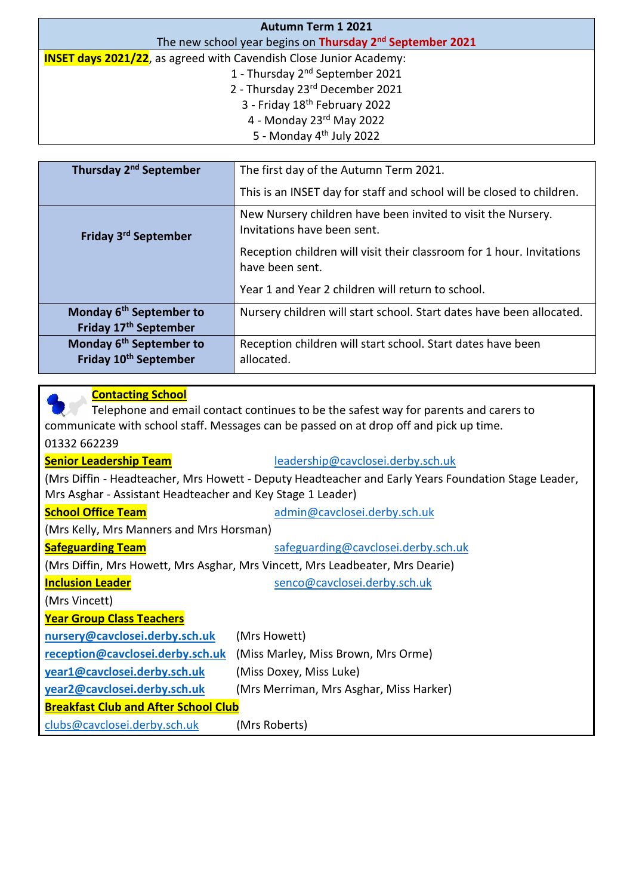**Autumn Term 1 2021**

The new school year begins on **Thursday 2nd September 2021**

**INSET days 2021/22**, as agreed with Cavendish Close Junior Academy:

1 - Thursday 2nd September 2021
2 - Thursday 23rd December 2021
3 - Friday 18th February 2022
4 - Monday 23rd May 2022
5 - Monday 4th July 2022

| | |
|---|---|
| **Thursday 2nd September** | The first day of the Autumn Term 2021.<br><br>This is an INSET day for staff and school will be closed to children. |
| **Friday 3rd September** | New Nursery children have been invited to visit the Nursery. Invitations have been sent.<br><br>Reception children will visit their classroom for 1 hour. Invitations have been sent.<br><br>Year 1 and Year 2 children will return to school. |
| **Monday 6th September to Friday 17th September** | Nursery children will start school. Start dates have been allocated. |
| **Monday 6th September to Friday 10th September** | Reception children will start school. Start dates have been allocated. |

**Contacting School**

Telephone and email contact continues to be the safest way for parents and carers to communicate with school staff. Messages can be passed on at drop off and pick up time.

01332 662239

**Senior Leadership Team** leadership@cavclosei.derby.sch.uk

(Mrs Diffin - Headteacher, Mrs Howett - Deputy Headteacher and Early Years Foundation Stage Leader, Mrs Asghar - Assistant Headteacher and Key Stage 1 Leader)

**School Office Team** admin@cavclosei.derby.sch.uk

(Mrs Kelly, Mrs Manners and Mrs Horsman)

**Safeguarding Team** safeguarding@cavclosei.derby.sch.uk

(Mrs Diffin, Mrs Howett, Mrs Asghar, Mrs Vincett, Mrs Leadbeater, Mrs Dearie)

**Inclusion Leader** senco@cavclosei.derby.sch.uk

(Mrs Vincett)

**Year Group Class Teachers**

nursery@cavclosei.derby.sch.uk (Mrs Howett)
reception@cavclosei.derby.sch.uk (Miss Marley, Miss Brown, Mrs Orme)
year1@cavclosei.derby.sch.uk (Miss Doxey, Miss Luke)
year2@cavclosei.derby.sch.uk (Mrs Merriman, Mrs Asghar, Miss Harker)

**Breakfast Club and After School Club**

clubs@cavclosei.derby.sch.uk (Mrs Roberts)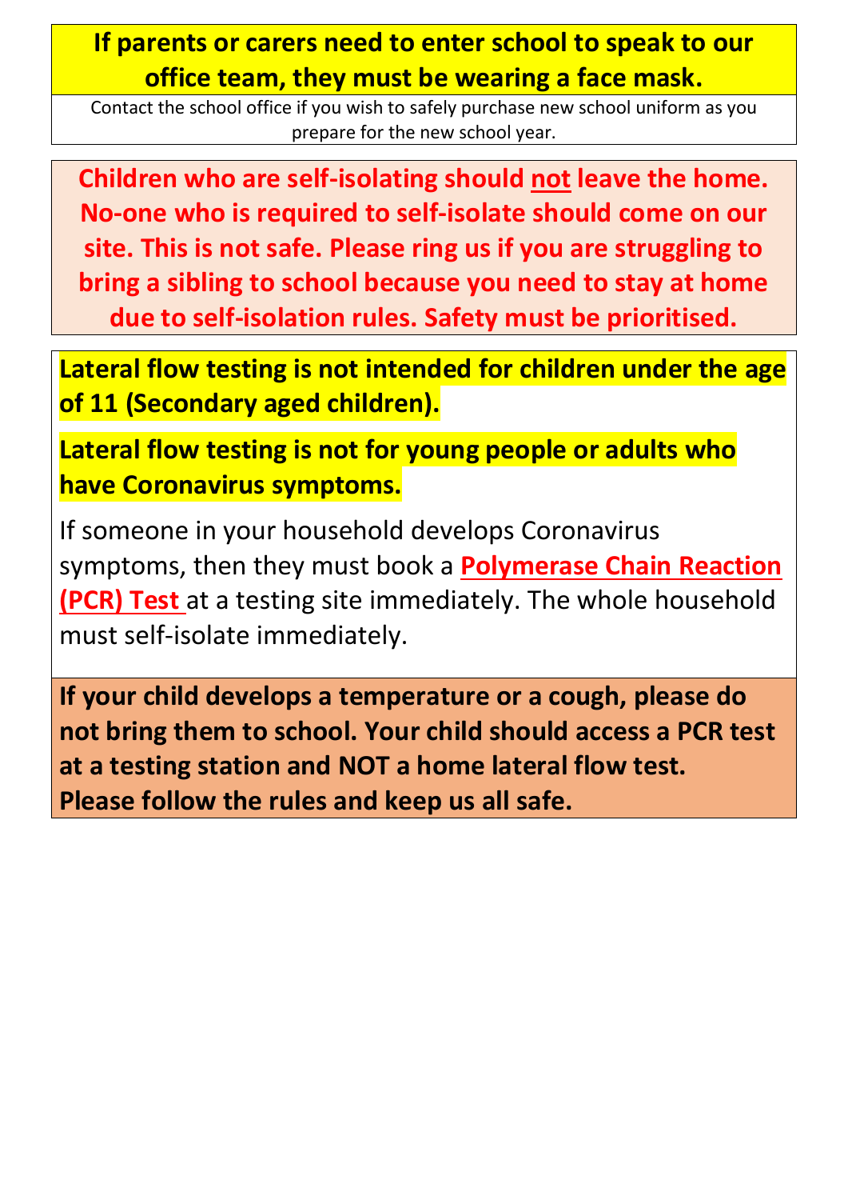**If parents or carers need to enter school to speak to our office team, they must be wearing a face mask.**

Contact the school office if you wish to safely purchase new school uniform as you prepare for the new school year.

**Children who are self-isolating should not leave the home. No-one who is required to self-isolate should come on our site. This is not safe. Please ring us if you are struggling to bring a sibling to school because you need to stay at home due to self-isolation rules. Safety must be prioritised.**

**Lateral flow testing is not intended for children under the age of 11 (Secondary aged children).**

**Lateral flow testing is not for young people or adults who have Coronavirus symptoms.**

If someone in your household develops Coronavirus symptoms, then they must book a **Polymerase Chain Reaction (PCR) Test** at a testing site immediately. The whole household must self-isolate immediately.

**If your child develops a temperature or a cough, please do not bring them to school. Your child should access a PCR test at a testing station and NOT a home lateral flow test. Please follow the rules and keep us all safe.**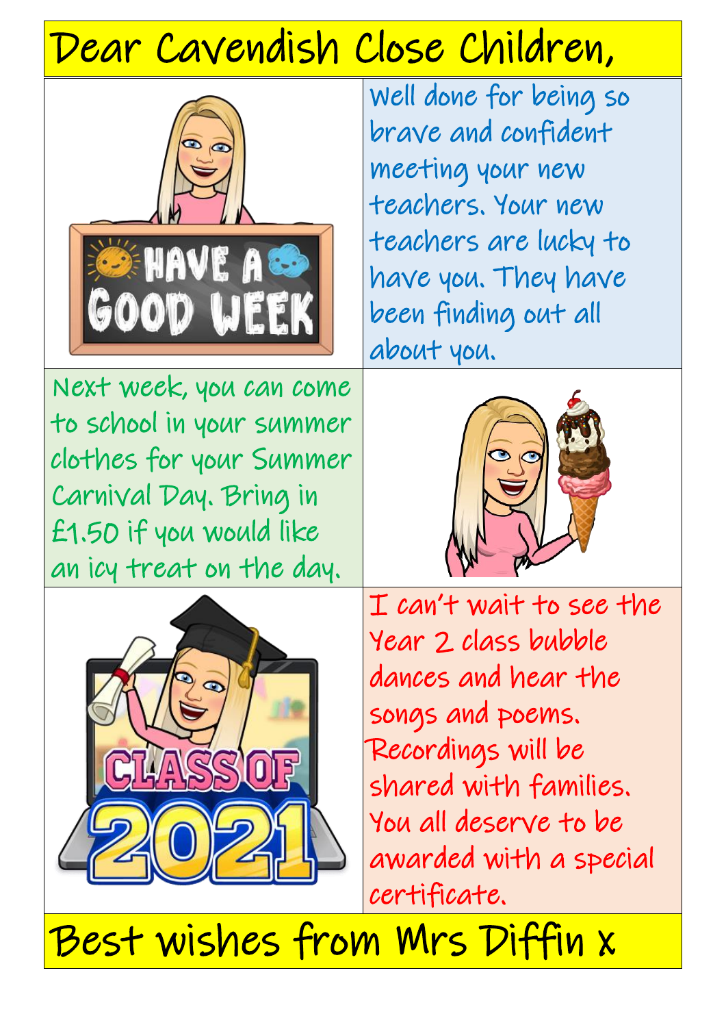# Dear Cavendish Close Children,

Well done for being so brave and confident meeting your new teachers. Your new teachers are lucky to have you. They have been finding out all about you.

Next week, you can come to school in your summer clothes for your Summer Carnival Day. Bring in £1.50 if you would like an icy treat on the day.

I can't wait to see the Year 2 class bubble dances and hear the songs and poems. Recordings will be shared with families. You all deserve to be awarded with a special certificate.

# Best wishes from Mrs Diffin x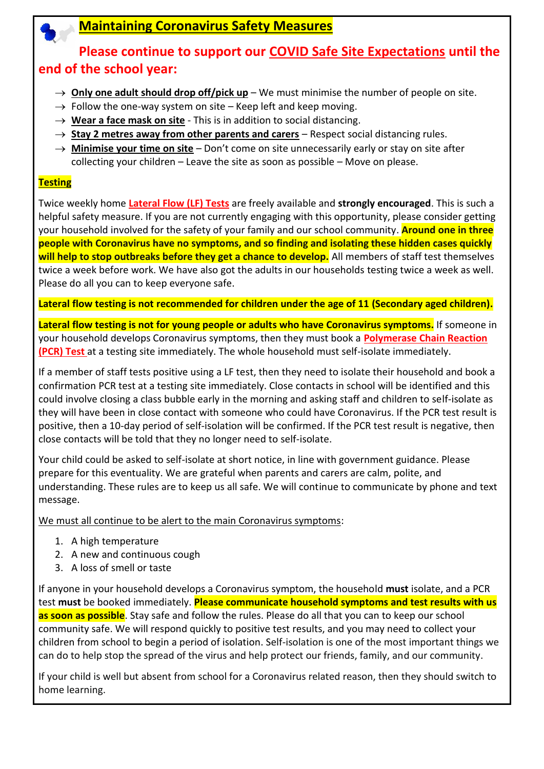## Maintaining Coronavirus Safety Measures

### Please continue to support our COVID Safe Site Expectations until the end of the school year:

- → **Only one adult should drop off/pick up** – We must minimise the number of people on site.
- → Follow the one-way system on site – Keep left and keep moving.
- → **Wear a face mask on site** - This is in addition to social distancing.
- → **Stay 2 metres away from other parents and carers** – Respect social distancing rules.
- → **Minimise your time on site** – Don't come on site unnecessarily early or stay on site after collecting your children – Leave the site as soon as possible – Move on please.

**Testing**

Twice weekly home **Lateral Flow (LF) Tests** are freely available and **strongly encouraged**. This is such a helpful safety measure. If you are not currently engaging with this opportunity, please consider getting your household involved for the safety of your family and our school community. **Around one in three people with Coronavirus have no symptoms, and so finding and isolating these hidden cases quickly will help to stop outbreaks before they get a chance to develop.** All members of staff test themselves twice a week before work. We have also got the adults in our households testing twice a week as well. Please do all you can to keep everyone safe.

**Lateral flow testing is not recommended for children under the age of 11 (Secondary aged children).**

**Lateral flow testing is not for young people or adults who have Coronavirus symptoms.** If someone in your household develops Coronavirus symptoms, then they must book a **Polymerase Chain Reaction (PCR) Test** at a testing site immediately. The whole household must self-isolate immediately.

If a member of staff tests positive using a LF test, then they need to isolate their household and book a confirmation PCR test at a testing site immediately. Close contacts in school will be identified and this could involve closing a class bubble early in the morning and asking staff and children to self-isolate as they will have been in close contact with someone who could have Coronavirus. If the PCR test result is positive, then a 10-day period of self-isolation will be confirmed. If the PCR test result is negative, then close contacts will be told that they no longer need to self-isolate.

Your child could be asked to self-isolate at short notice, in line with government guidance. Please prepare for this eventuality. We are grateful when parents and carers are calm, polite, and understanding. These rules are to keep us all safe. We will continue to communicate by phone and text message.

We must all continue to be alert to the main Coronavirus symptoms:

1. A high temperature
2. A new and continuous cough
3. A loss of smell or taste

If anyone in your household develops a Coronavirus symptom, the household **must** isolate, and a PCR test **must** be booked immediately. **Please communicate household symptoms and test results with us as soon as possible**. Stay safe and follow the rules. Please do all that you can to keep our school community safe. We will respond quickly to positive test results, and you may need to collect your children from school to begin a period of isolation. Self-isolation is one of the most important things we can do to help stop the spread of the virus and help protect our friends, family, and our community.

If your child is well but absent from school for a Coronavirus related reason, then they should switch to home learning.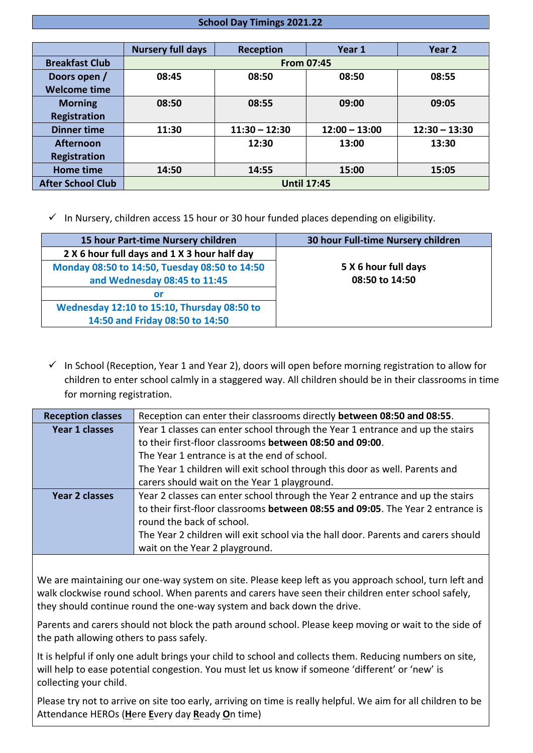## School Day Timings 2021.22

| | Nursery full days | Reception | Year 1 | Year 2 |
|---|---|---|---|---|
| **Breakfast Club** | **From 07:45** | | | |
| **Doors open / Welcome time** | **08:45** | **08:50** | **08:50** | **08:55** |
| **Morning Registration** | **08:50** | **08:55** | **09:00** | **09:05** |
| **Dinner time** | **11:30** | **11:30 – 12:30** | **12:00 – 13:00** | **12:30 – 13:30** |
| **Afternoon Registration** | | **12:30** | **13:00** | **13:30** |
| **Home time** | **14:50** | **14:55** | **15:00** | **15:05** |
| **After School Club** | **Until 17:45** | | | |

- ✓ In Nursery, children access 15 hour or 30 hour funded places depending on eligibility.

| 15 hour Part-time Nursery children | 30 hour Full-time Nursery children |
|---|---|
| **2 X 6 hour full days and 1 X 3 hour half day** | **5 X 6 hour full days 08:50 to 14:50** |
| **Monday 08:50 to 14:50, Tuesday 08:50 to 14:50 and Wednesday 08:45 to 11:45** | |
| **or** | |
| **Wednesday 12:10 to 15:10, Thursday 08:50 to 14:50 and Friday 08:50 to 14:50** | |

- ✓ In School (Reception, Year 1 and Year 2), doors will open before morning registration to allow for children to enter school calmly in a staggered way. All children should be in their classrooms in time for morning registration.

| | |
|---|---|
| **Reception classes** | Reception can enter their classrooms directly **between 08:50 and 08:55**. |
| **Year 1 classes** | Year 1 classes can enter school through the Year 1 entrance and up the stairs to their first-floor classrooms **between 08:50 and 09:00**. The Year 1 entrance is at the end of school. The Year 1 children will exit school through this door as well. Parents and carers should wait on the Year 1 playground. |
| **Year 2 classes** | Year 2 classes can enter school through the Year 2 entrance and up the stairs to their first-floor classrooms **between 08:55 and 09:05**. The Year 2 entrance is round the back of school. The Year 2 children will exit school via the hall door. Parents and carers should wait on the Year 2 playground. |

We are maintaining our one-way system on site. Please keep left as you approach school, turn left and walk clockwise round school. When parents and carers have seen their children enter school safely, they should continue round the one-way system and back down the drive.

Parents and carers should not block the path around school. Please keep moving or wait to the side of the path allowing others to pass safely.

It is helpful if only one adult brings your child to school and collects them. Reducing numbers on site, will help to ease potential congestion. You must let us know if someone 'different' or 'new' is collecting your child.

Please try not to arrive on site too early, arriving on time is really helpful. We aim for all children to be Attendance HEROs (**H**ere **E**very day **R**eady **O**n time)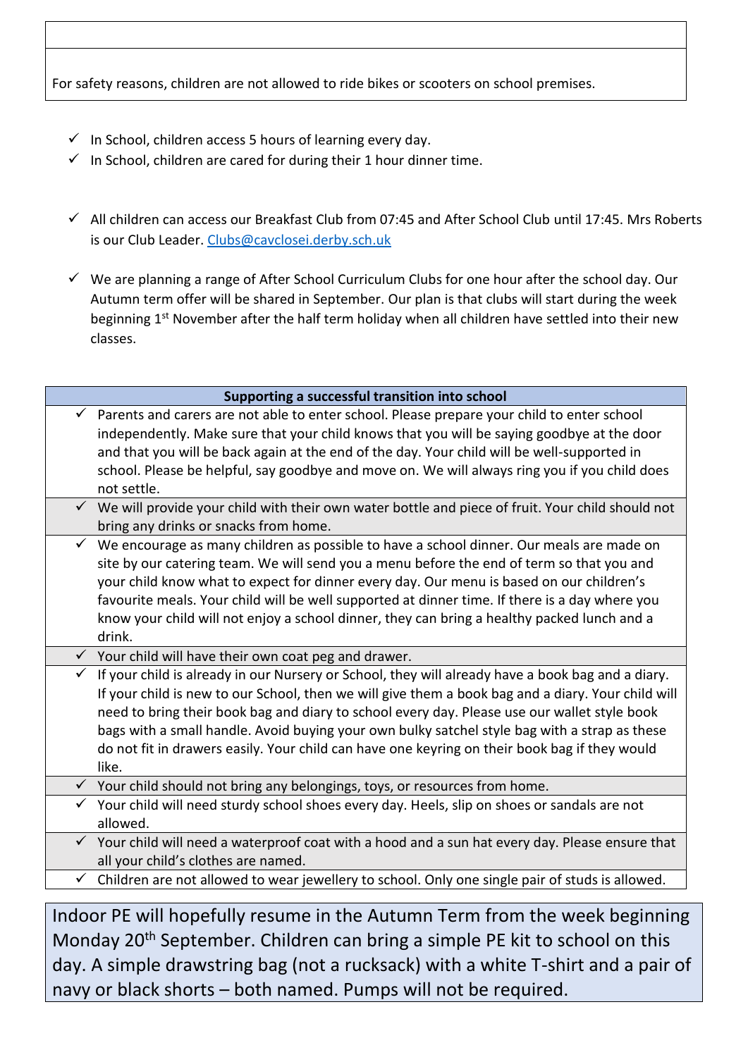For safety reasons, children are not allowed to ride bikes or scooters on school premises.

- ✓ In School, children access 5 hours of learning every day.
- ✓ In School, children are cared for during their 1 hour dinner time.

- ✓ All children can access our Breakfast Club from 07:45 and After School Club until 17:45. Mrs Roberts is our Club Leader. Clubs@cavclosei.derby.sch.uk

- ✓ We are planning a range of After School Curriculum Clubs for one hour after the school day. Our Autumn term offer will be shared in September. Our plan is that clubs will start during the week beginning 1st November after the half term holiday when all children have settled into their new classes.

| Supporting a successful transition into school |
|---|
| ✓ Parents and carers are not able to enter school. Please prepare your child to enter school independently. Make sure that your child knows that you will be saying goodbye at the door and that you will be back again at the end of the day. Your child will be well-supported in school. Please be helpful, say goodbye and move on. We will always ring you if you child does not settle. |
| ✓ We will provide your child with their own water bottle and piece of fruit. Your child should not bring any drinks or snacks from home. |
| ✓ We encourage as many children as possible to have a school dinner. Our meals are made on site by our catering team. We will send you a menu before the end of term so that you and your child know what to expect for dinner every day. Our menu is based on our children's favourite meals. Your child will be well supported at dinner time. If there is a day where you know your child will not enjoy a school dinner, they can bring a healthy packed lunch and a drink. |
| ✓ Your child will have their own coat peg and drawer. |
| ✓ If your child is already in our Nursery or School, they will already have a book bag and a diary. If your child is new to our School, then we will give them a book bag and a diary. Your child will need to bring their book bag and diary to school every day. Please use our wallet style book bags with a small handle. Avoid buying your own bulky satchel style bag with a strap as these do not fit in drawers easily. Your child can have one keyring on their book bag if they would like. |
| ✓ Your child should not bring any belongings, toys, or resources from home. |
| ✓ Your child will need sturdy school shoes every day. Heels, slip on shoes or sandals are not allowed. |
| ✓ Your child will need a waterproof coat with a hood and a sun hat every day. Please ensure that all your child's clothes are named. |
| ✓ Children are not allowed to wear jewellery to school. Only one single pair of studs is allowed. |

Indoor PE will hopefully resume in the Autumn Term from the week beginning Monday 20th September. Children can bring a simple PE kit to school on this day. A simple drawstring bag (not a rucksack) with a white T-shirt and a pair of navy or black shorts – both named. Pumps will not be required.